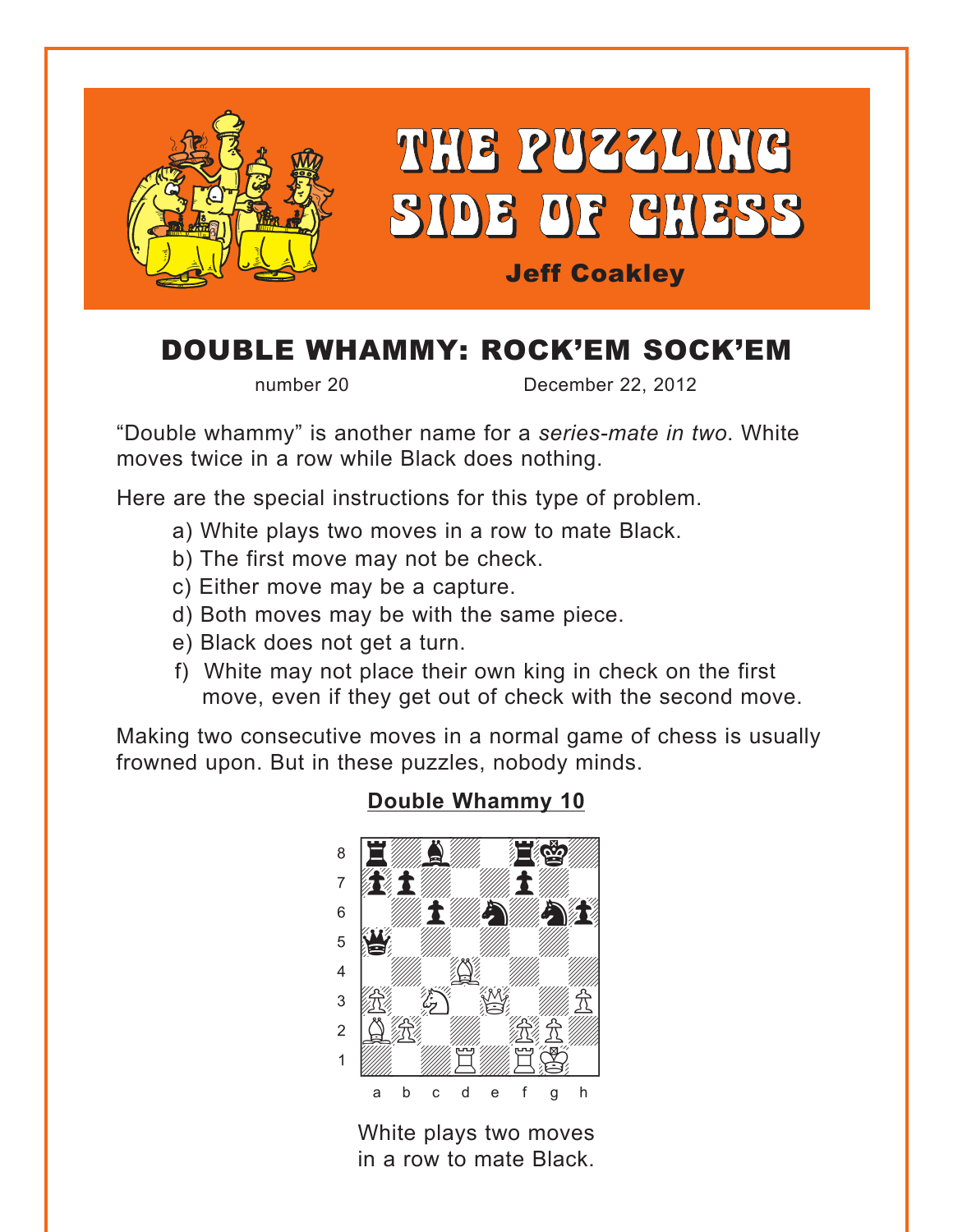# THE PUZZLING SIDE OF CHESS

Jeff Coakley

## DOUBLE WHAMMY: ROCK'EM SOCK'EM

number 20 December 22, 2012

"Double whammy" is another name for a *series-mate in two*. White moves twice in a row while Black does nothing.

Here are the special instructions for this type of problem.

a) White plays two moves in a row to mate Black.
b) The first move may not be check.
c) Either move may be a capture.
d) Both moves may be with the same piece.
e) Black does not get a turn.
f) White may not place their own king in check on the first move, even if they get out of check with the second move.

Making two consecutive moves in a normal game of chess is usually frowned upon. But in these puzzles, nobody minds.

### Double Whammy 10

White plays two moves in a row to mate Black.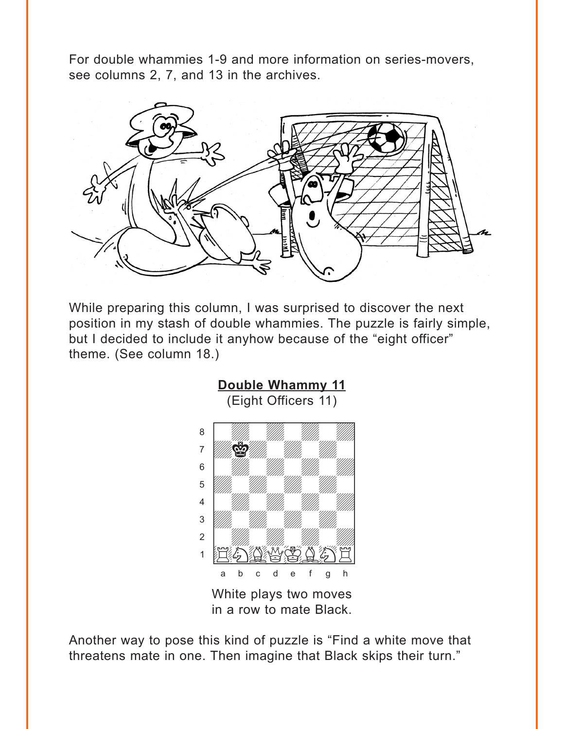For double whammies 1-9 and more information on series-movers, see columns 2, 7, and 13 in the archives.

While preparing this column, I was surprised to discover the next position in my stash of double whammies. The puzzle is fairly simple, but I decided to include it anyhow because of the "eight officer" theme. (See column 18.)

**Double Whammy 11**

(Eight Officers 11)

White plays two moves in a row to mate Black.

Another way to pose this kind of puzzle is "Find a white move that threatens mate in one. Then imagine that Black skips their turn."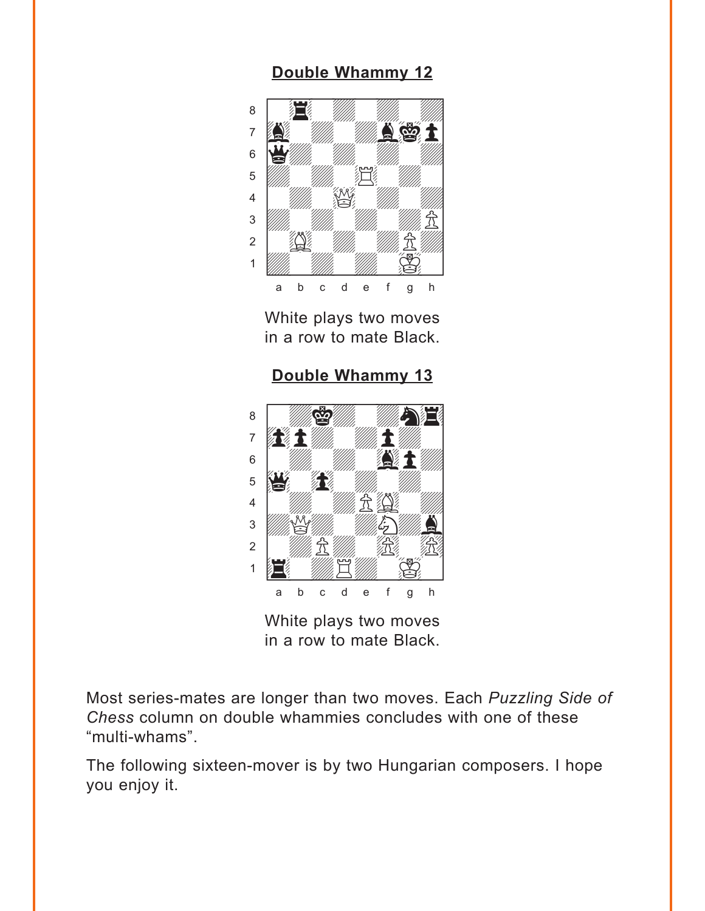**Double Whammy 12**

White plays two moves in a row to mate Black.

**Double Whammy 13**

White plays two moves in a row to mate Black.

Most series-mates are longer than two moves. Each *Puzzling Side of Chess* column on double whammies concludes with one of these "multi-whams".

The following sixteen-mover is by two Hungarian composers. I hope you enjoy it.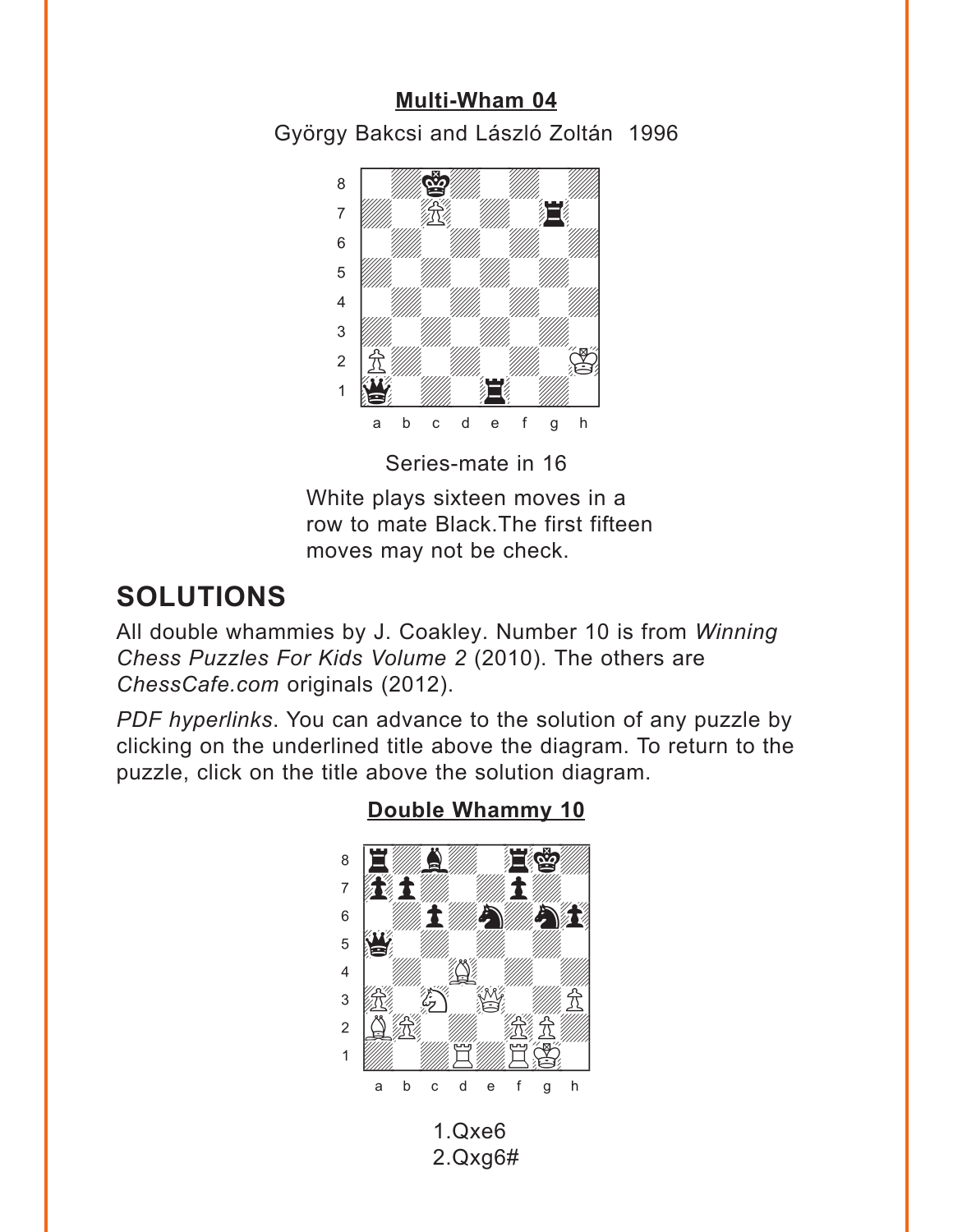**Multi-Wham 04**

György Bakcsi and László Zoltán 1996

Series-mate in 16

White plays sixteen moves in a row to mate Black.The first fifteen moves may not be check.

# SOLUTIONS

All double whammies by J. Coakley. Number 10 is from *Winning Chess Puzzles For Kids Volume 2* (2010). The others are *ChessCafe.com* originals (2012).

*PDF hyperlinks*. You can advance to the solution of any puzzle by clicking on the underlined title above the diagram. To return to the puzzle, click on the title above the solution diagram.

**Double Whammy 10**

1.Qxe6
2.Qxg6#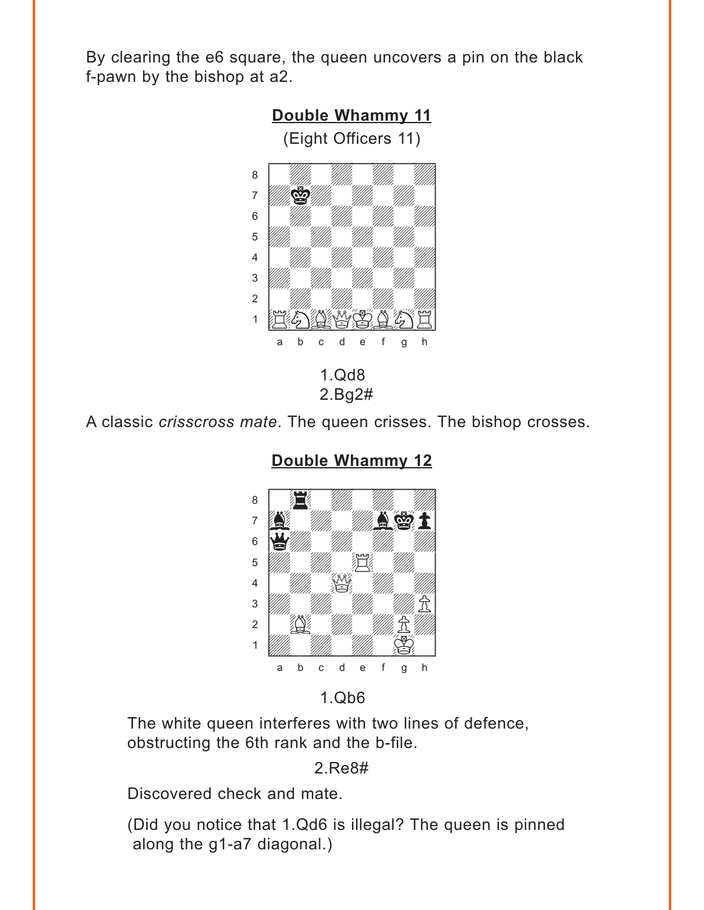By clearing the e6 square, the queen uncovers a pin on the black f-pawn by the bishop at a2.

## Double Whammy 11

(Eight Officers 11)

1.Qd8

2.Bg2#

A classic *crisscross mate*. The queen crisses. The bishop crosses.

## Double Whammy 12

1.Qb6

The white queen interferes with two lines of defence, obstructing the 6th rank and the b-file.

2.Re8#

Discovered check and mate.

(Did you notice that 1.Qd6 is illegal? The queen is pinned along the g1-a7 diagonal.)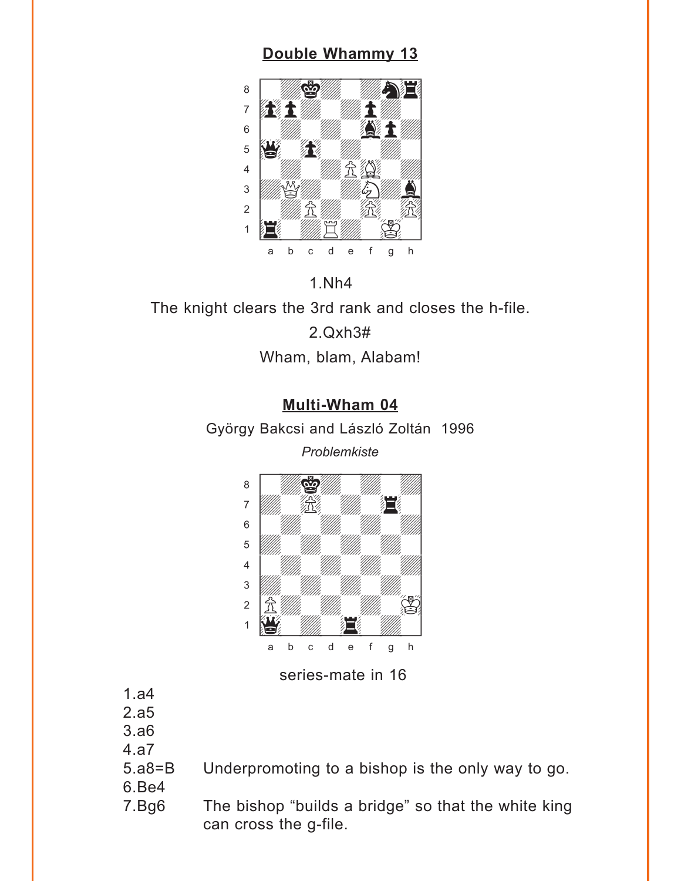## Double Whammy 13

1.Nh4

The knight clears the 3rd rank and closes the h-file.

2.Qxh3#

Wham, blam, Alabam!

## Multi-Wham 04

György Bakcsi and László Zoltán 1996

*Problemkiste*

series-mate in 16

1.a4
2.a5
3.a6
4.a7
5.a8=B Underpromoting to a bishop is the only way to go.
6.Be4
7.Bg6 The bishop "builds a bridge" so that the white king can cross the g-file.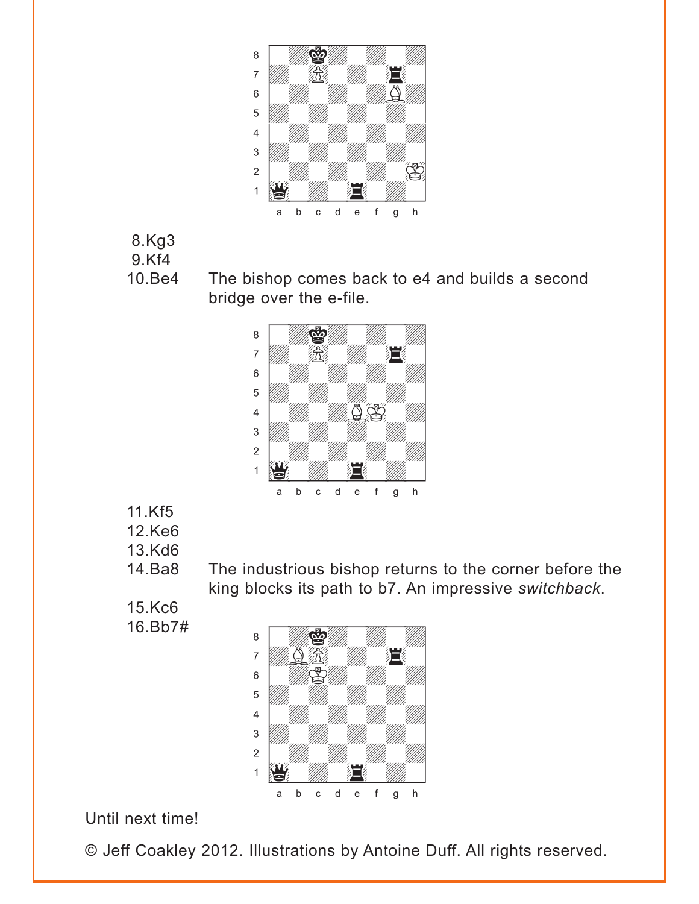8.Kg3

9.Kf4

10.Be4 The bishop comes back to e4 and builds a second bridge over the e-file.

11.Kf5

12.Ke6

13.Kd6

14.Ba8 The industrious bishop returns to the corner before the king blocks its path to b7. An impressive *switchback*.

15.Kc6

16.Bb7#

Until next time!

© Jeff Coakley 2012. Illustrations by Antoine Duff. All rights reserved.